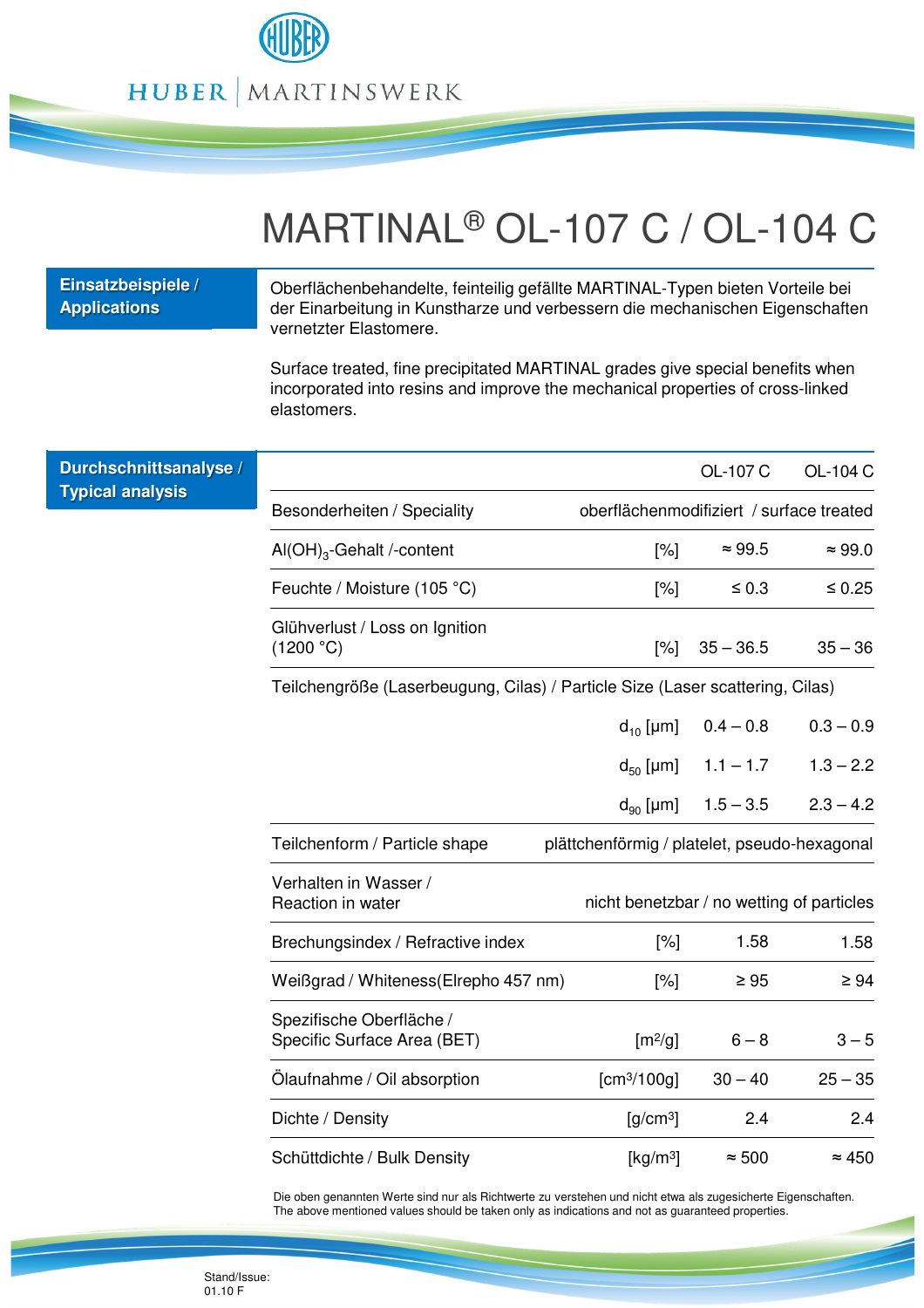HUBER | MARTINSWERK

# MARTINAL® OL-107 C / OL-104 C

## Einsatzbeispiele / Applications

Oberflächenbehandelte, feinteilig gefällte MARTINAL-Typen bieten Vorteile bei der Einarbeitung in Kunstharze und verbessern die mechanischen Eigenschaften vernetzter Elastomere.

Surface treated, fine precipitated MARTINAL grades give special benefits when incorporated into resins and improve the mechanical properties of cross-linked elastomers.

## Durchschnittsanalyse / Typical analysis

| | | OL-107 C | OL-104 C |
|---|---|---|---|
| Besonderheiten / Speciality | | oberflächenmodifiziert / surface treated | |
| $Al(OH)_3$-Gehalt /-content | [%] | ≈ 99.5 | ≈ 99.0 |
| Feuchte / Moisture (105 °C) | [%] | ≤ 0.3 | ≤ 0.25 |
| Glühverlust / Loss on Ignition (1200 °C) | [%] | 35 – 36.5 | 35 – 36 |
| Teilchengröße (Laserbeugung, Cilas) / Particle Size (Laser scattering, Cilas) | | | |
| | $d_{10}$ [µm] | 0.4 – 0.8 | 0.3 – 0.9 |
| | $d_{50}$ [µm] | 1.1 – 1.7 | 1.3 – 2.2 |
| | $d_{90}$ [µm] | 1.5 – 3.5 | 2.3 – 4.2 |
| Teilchenform / Particle shape | | plättchenförmig / platelet, pseudo-hexagonal | |
| Verhalten in Wasser / Reaction in water | | nicht benetzbar / no wetting of particles | |
| Brechungsindex / Refractive index | [%] | 1.58 | 1.58 |
| Weißgrad / Whiteness(Elrepho 457 nm) | [%] | ≥ 95 | ≥ 94 |
| Spezifische Oberfläche / Specific Surface Area (BET) | [$m^2$/g] | 6 – 8 | 3 – 5 |
| Ölaufnahme / Oil absorption | [$cm^3$/100g] | 30 – 40 | 25 – 35 |
| Dichte / Density | [g/$cm^3$] | 2.4 | 2.4 |
| Schüttdichte / Bulk Density | [kg/$m^3$] | ≈ 500 | ≈ 450 |

Die oben genannten Werte sind nur als Richtwerte zu verstehen und nicht etwa als zugesicherte Eigenschaften.
The above mentioned values should be taken only as indications and not as guaranteed properties.

Stand/Issue:
01.10 F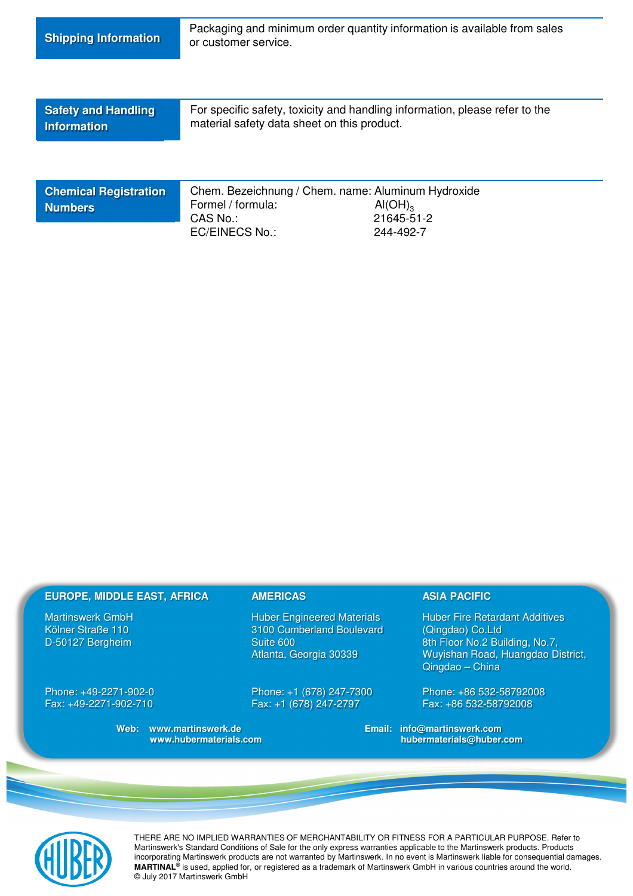## Shipping Information

Packaging and minimum order quantity information is available from sales or customer service.

## Safety and Handling Information

For specific safety, toxicity and handling information, please refer to the material safety data sheet on this product.

## Chemical Registration Numbers

| | |
|---|---|
| Chem. Bezeichnung / Chem. name: | Aluminum Hydroxide |
| Formel / formula: | $Al(OH)_3$ |
| CAS No.: | 21645-51-2 |
| EC/EINECS No.: | 244-492-7 |

**EUROPE, MIDDLE EAST, AFRICA**

Martinswerk GmbH
Kölner Straße 110
D-50127 Bergheim

Phone: +49-2271-902-0
Fax: +49-2271-902-710

**AMERICAS**

Huber Engineered Materials
3100 Cumberland Boulevard
Suite 600
Atlanta, Georgia 30339

Phone: +1 (678) 247-7300
Fax: +1 (678) 247-2797

**ASIA PACIFIC**

Huber Fire Retardant Additives (Qingdao) Co.Ltd
8th Floor No.2 Building, No.7, Wuyishan Road, Huangdao District, Qingdao – China

Phone: +86 532-58792008
Fax: +86 532-58792008

**Web:** www.martinswerk.de
www.hubermaterials.com

**Email:** info@martinswerk.com
hubermaterials@huber.com

THERE ARE NO IMPLIED WARRANTIES OF MERCHANTABILITY OR FITNESS FOR A PARTICULAR PURPOSE. Refer to Martinswerk's Standard Conditions of Sale for the only express warranties applicable to the Martinswerk products. Products incorporating Martinswerk products are not warranted by Martinswerk. In no event is Martinswerk liable for consequential damages. **MARTINAL®** is used, applied for, or registered as a trademark of Martinswerk GmbH in various countries around the world.
© July 2017 Martinswerk GmbH